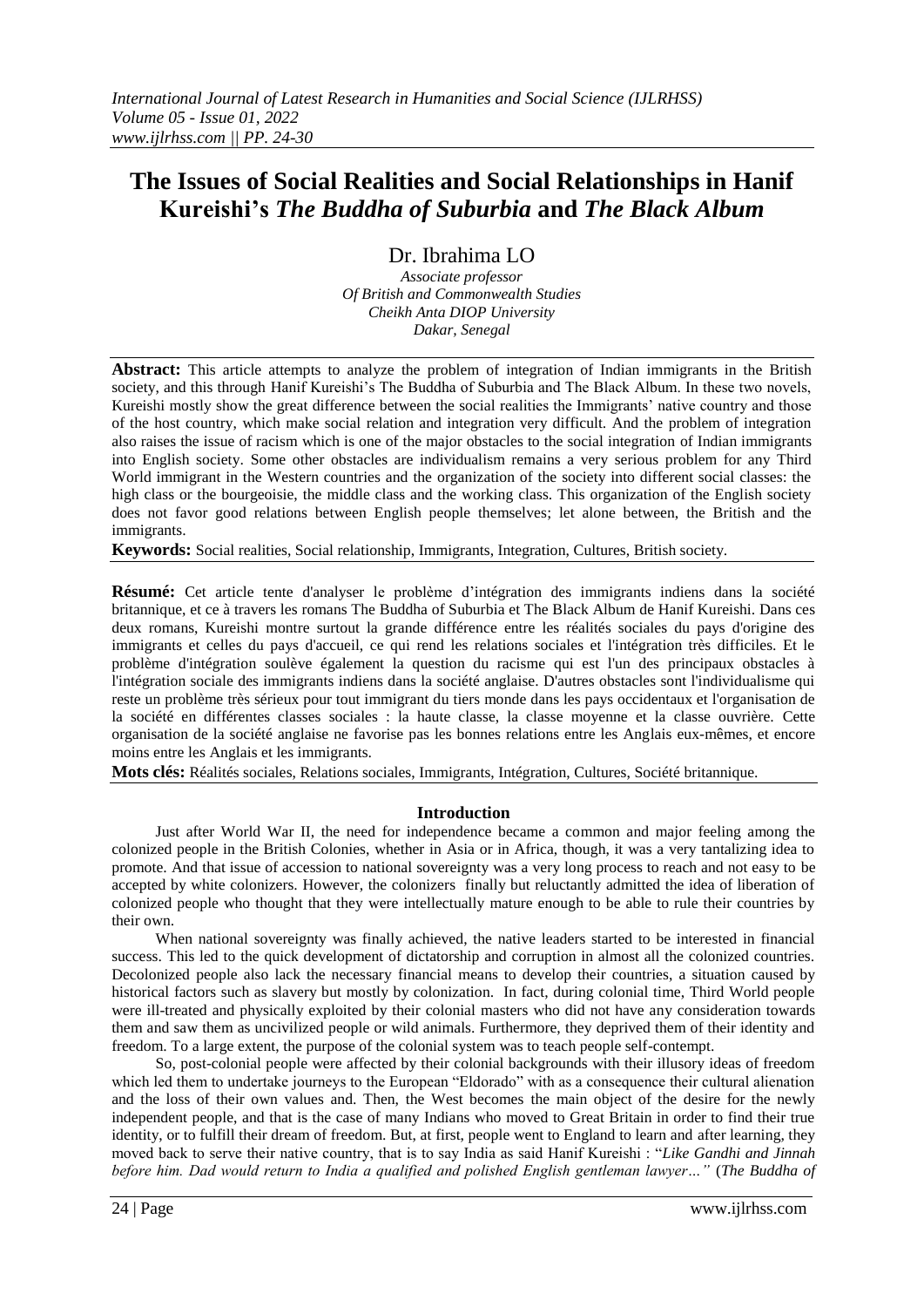# The Issues of Social Realities and Social Relationships in Hanif Kureishi's *The Buddha of Suburbia* and *The Black Album*

Dr. Ibrahima LO

*Associate professor*
*Of British and Commonwealth Studies*
*Cheikh Anta DIOP University*
*Dakar, Senegal*

---

**Abstract:** This article attempts to analyze the problem of integration of Indian immigrants in the British society, and this through Hanif Kureishi's The Buddha of Suburbia and The Black Album. In these two novels, Kureishi mostly show the great difference between the social realities the Immigrants' native country and those of the host country, which make social relation and integration very difficult. And the problem of integration also raises the issue of racism which is one of the major obstacles to the social integration of Indian immigrants into English society. Some other obstacles are individualism remains a very serious problem for any Third World immigrant in the Western countries and the organization of the society into different social classes: the high class or the bourgeoisie, the middle class and the working class. This organization of the English society does not favor good relations between English people themselves; let alone between, the British and the immigrants.

**Keywords:** Social realities, Social relationship, Immigrants, Integration, Cultures, British society.

---

**Résumé:** Cet article tente d'analyser le problème d'intégration des immigrants indiens dans la société britannique, et ce à travers les romans The Buddha of Suburbia et The Black Album de Hanif Kureishi. Dans ces deux romans, Kureishi montre surtout la grande différence entre les réalités sociales du pays d'origine des immigrants et celles du pays d'accueil, ce qui rend les relations sociales et l'intégration très difficiles. Et le problème d'intégration soulève également la question du racisme qui est l'un des principaux obstacles à l'intégration sociale des immigrants indiens dans la société anglaise. D'autres obstacles sont l'individualisme qui reste un problème très sérieux pour tout immigrant du tiers monde dans les pays occidentaux et l'organisation de la société en différentes classes sociales : la haute classe, la classe moyenne et la classe ouvrière. Cette organisation de la société anglaise ne favorise pas les bonnes relations entre les Anglais eux-mêmes, et encore moins entre les Anglais et les immigrants.

**Mots clés:** Réalités sociales, Relations sociales, Immigrants, Intégration, Cultures, Société britannique.

---

## Introduction

Just after World War II, the need for independence became a common and major feeling among the colonized people in the British Colonies, whether in Asia or in Africa, though, it was a very tantalizing idea to promote. And that issue of accession to national sovereignty was a very long process to reach and not easy to be accepted by white colonizers. However, the colonizers finally but reluctantly admitted the idea of liberation of colonized people who thought that they were intellectually mature enough to be able to rule their countries by their own.

When national sovereignty was finally achieved, the native leaders started to be interested in financial success. This led to the quick development of dictatorship and corruption in almost all the colonized countries. Decolonized people also lack the necessary financial means to develop their countries, a situation caused by historical factors such as slavery but mostly by colonization. In fact, during colonial time, Third World people were ill-treated and physically exploited by their colonial masters who did not have any consideration towards them and saw them as uncivilized people or wild animals. Furthermore, they deprived them of their identity and freedom. To a large extent, the purpose of the colonial system was to teach people self-contempt.

So, post-colonial people were affected by their colonial backgrounds with their illusory ideas of freedom which led them to undertake journeys to the European "Eldorado" with as a consequence their cultural alienation and the loss of their own values and. Then, the West becomes the main object of the desire for the newly independent people, and that is the case of many Indians who moved to Great Britain in order to find their true identity, or to fulfill their dream of freedom. But, at first, people went to England to learn and after learning, they moved back to serve their native country, that is to say India as said Hanif Kureishi : "*Like Gandhi and Jinnah before him. Dad would return to India a qualified and polished English gentleman lawyer…"* (*The Buddha of*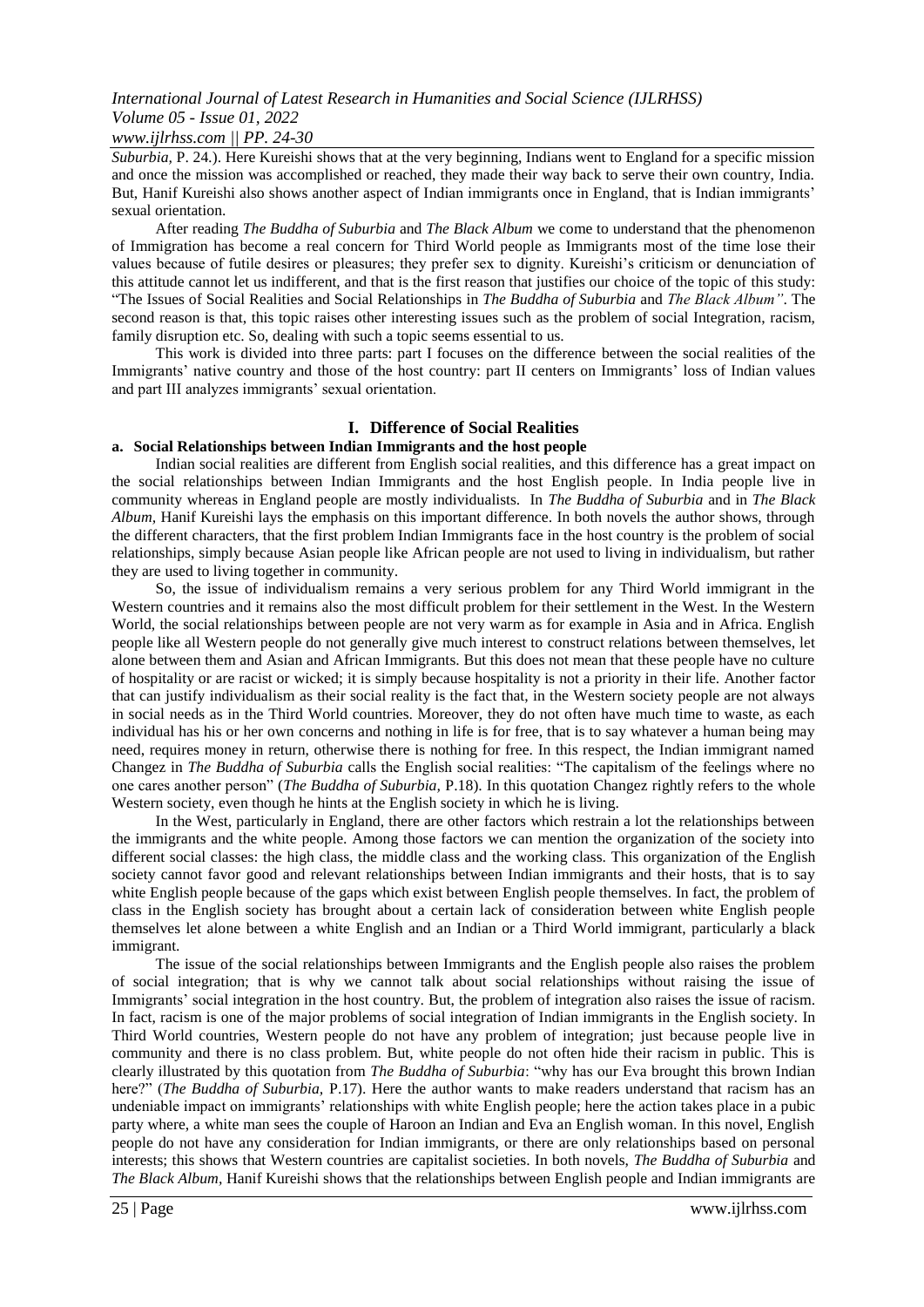*Suburbia,* P. 24.). Here Kureishi shows that at the very beginning, Indians went to England for a specific mission and once the mission was accomplished or reached, they made their way back to serve their own country, India. But, Hanif Kureishi also shows another aspect of Indian immigrants once in England, that is Indian immigrants' sexual orientation.

After reading *The Buddha of Suburbia* and *The Black Album* we come to understand that the phenomenon of Immigration has become a real concern for Third World people as Immigrants most of the time lose their values because of futile desires or pleasures; they prefer sex to dignity. Kureishi's criticism or denunciation of this attitude cannot let us indifferent, and that is the first reason that justifies our choice of the topic of this study: "The Issues of Social Realities and Social Relationships in *The Buddha of Suburbia* and *The Black Album"*. The second reason is that, this topic raises other interesting issues such as the problem of social Integration, racism, family disruption etc. So, dealing with such a topic seems essential to us.

This work is divided into three parts: part I focuses on the difference between the social realities of the Immigrants' native country and those of the host country: part II centers on Immigrants' loss of Indian values and part III analyzes immigrants' sexual orientation.

## I. Difference of Social Realities

### a. Social Relationships between Indian Immigrants and the host people

Indian social realities are different from English social realities, and this difference has a great impact on the social relationships between Indian Immigrants and the host English people. In India people live in community whereas in England people are mostly individualists. In *The Buddha of Suburbia* and in *The Black Album,* Hanif Kureishi lays the emphasis on this important difference. In both novels the author shows, through the different characters, that the first problem Indian Immigrants face in the host country is the problem of social relationships, simply because Asian people like African people are not used to living in individualism, but rather they are used to living together in community.

So, the issue of individualism remains a very serious problem for any Third World immigrant in the Western countries and it remains also the most difficult problem for their settlement in the West. In the Western World, the social relationships between people are not very warm as for example in Asia and in Africa. English people like all Western people do not generally give much interest to construct relations between themselves, let alone between them and Asian and African Immigrants. But this does not mean that these people have no culture of hospitality or are racist or wicked; it is simply because hospitality is not a priority in their life. Another factor that can justify individualism as their social reality is the fact that, in the Western society people are not always in social needs as in the Third World countries. Moreover, they do not often have much time to waste, as each individual has his or her own concerns and nothing in life is for free, that is to say whatever a human being may need, requires money in return, otherwise there is nothing for free. In this respect, the Indian immigrant named Changez in *The Buddha of Suburbia* calls the English social realities: "The capitalism of the feelings where no one cares another person" (*The Buddha of Suburbia,* P.18). In this quotation Changez rightly refers to the whole Western society, even though he hints at the English society in which he is living.

In the West, particularly in England, there are other factors which restrain a lot the relationships between the immigrants and the white people. Among those factors we can mention the organization of the society into different social classes: the high class, the middle class and the working class. This organization of the English society cannot favor good and relevant relationships between Indian immigrants and their hosts, that is to say white English people because of the gaps which exist between English people themselves. In fact, the problem of class in the English society has brought about a certain lack of consideration between white English people themselves let alone between a white English and an Indian or a Third World immigrant, particularly a black immigrant.

The issue of the social relationships between Immigrants and the English people also raises the problem of social integration; that is why we cannot talk about social relationships without raising the issue of Immigrants' social integration in the host country. But, the problem of integration also raises the issue of racism. In fact, racism is one of the major problems of social integration of Indian immigrants in the English society. In Third World countries, Western people do not have any problem of integration; just because people live in community and there is no class problem. But, white people do not often hide their racism in public. This is clearly illustrated by this quotation from *The Buddha of Suburbia*: "why has our Eva brought this brown Indian here?" (*The Buddha of Suburbia,* P.17). Here the author wants to make readers understand that racism has an undeniable impact on immigrants' relationships with white English people; here the action takes place in a pubic party where, a white man sees the couple of Haroon an Indian and Eva an English woman. In this novel, English people do not have any consideration for Indian immigrants, or there are only relationships based on personal interests; this shows that Western countries are capitalist societies. In both novels, *The Buddha of Suburbia* and *The Black Album,* Hanif Kureishi shows that the relationships between English people and Indian immigrants are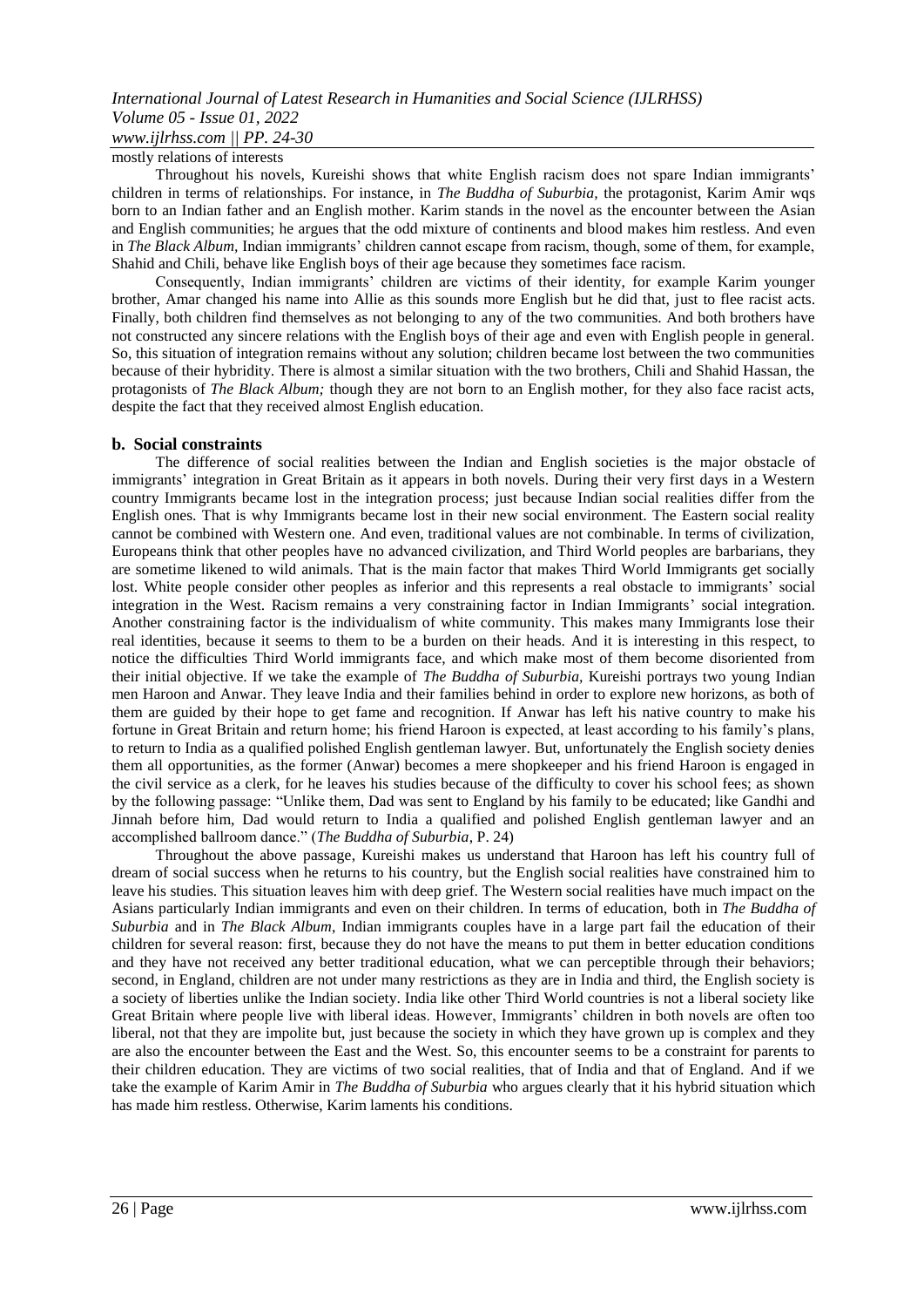mostly relations of interests

Throughout his novels, Kureishi shows that white English racism does not spare Indian immigrants' children in terms of relationships. For instance, in *The Buddha of Suburbia,* the protagonist, Karim Amir wqs born to an Indian father and an English mother. Karim stands in the novel as the encounter between the Asian and English communities; he argues that the odd mixture of continents and blood makes him restless. And even in *The Black Album*, Indian immigrants' children cannot escape from racism, though, some of them, for example, Shahid and Chili, behave like English boys of their age because they sometimes face racism.

Consequently, Indian immigrants' children are victims of their identity, for example Karim younger brother, Amar changed his name into Allie as this sounds more English but he did that, just to flee racist acts. Finally, both children find themselves as not belonging to any of the two communities. And both brothers have not constructed any sincere relations with the English boys of their age and even with English people in general. So, this situation of integration remains without any solution; children became lost between the two communities because of their hybridity. There is almost a similar situation with the two brothers, Chili and Shahid Hassan, the protagonists of *The Black Album;* though they are not born to an English mother, for they also face racist acts, despite the fact that they received almost English education.

### b. Social constraints

The difference of social realities between the Indian and English societies is the major obstacle of immigrants' integration in Great Britain as it appears in both novels. During their very first days in a Western country Immigrants became lost in the integration process; just because Indian social realities differ from the English ones. That is why Immigrants became lost in their new social environment. The Eastern social reality cannot be combined with Western one. And even, traditional values are not combinable. In terms of civilization, Europeans think that other peoples have no advanced civilization, and Third World peoples are barbarians, they are sometime likened to wild animals. That is the main factor that makes Third World Immigrants get socially lost. White people consider other peoples as inferior and this represents a real obstacle to immigrants' social integration in the West. Racism remains a very constraining factor in Indian Immigrants' social integration. Another constraining factor is the individualism of white community. This makes many Immigrants lose their real identities, because it seems to them to be a burden on their heads. And it is interesting in this respect, to notice the difficulties Third World immigrants face, and which make most of them become disoriented from their initial objective. If we take the example of *The Buddha of Suburbia*, Kureishi portrays two young Indian men Haroon and Anwar. They leave India and their families behind in order to explore new horizons, as both of them are guided by their hope to get fame and recognition. If Anwar has left his native country to make his fortune in Great Britain and return home; his friend Haroon is expected, at least according to his family's plans, to return to India as a qualified polished English gentleman lawyer. But, unfortunately the English society denies them all opportunities, as the former (Anwar) becomes a mere shopkeeper and his friend Haroon is engaged in the civil service as a clerk, for he leaves his studies because of the difficulty to cover his school fees; as shown by the following passage: "Unlike them, Dad was sent to England by his family to be educated; like Gandhi and Jinnah before him, Dad would return to India a qualified and polished English gentleman lawyer and an accomplished ballroom dance." (*The Buddha of Suburbia*, P. 24)

Throughout the above passage, Kureishi makes us understand that Haroon has left his country full of dream of social success when he returns to his country, but the English social realities have constrained him to leave his studies. This situation leaves him with deep grief. The Western social realities have much impact on the Asians particularly Indian immigrants and even on their children. In terms of education, both in *The Buddha of Suburbia* and in *The Black Album*, Indian immigrants couples have in a large part fail the education of their children for several reason: first, because they do not have the means to put them in better education conditions and they have not received any better traditional education, what we can perceptible through their behaviors; second, in England, children are not under many restrictions as they are in India and third, the English society is a society of liberties unlike the Indian society. India like other Third World countries is not a liberal society like Great Britain where people live with liberal ideas. However, Immigrants' children in both novels are often too liberal, not that they are impolite but, just because the society in which they have grown up is complex and they are also the encounter between the East and the West. So, this encounter seems to be a constraint for parents to their children education. They are victims of two social realities, that of India and that of England. And if we take the example of Karim Amir in *The Buddha of Suburbia* who argues clearly that it his hybrid situation which has made him restless. Otherwise, Karim laments his conditions.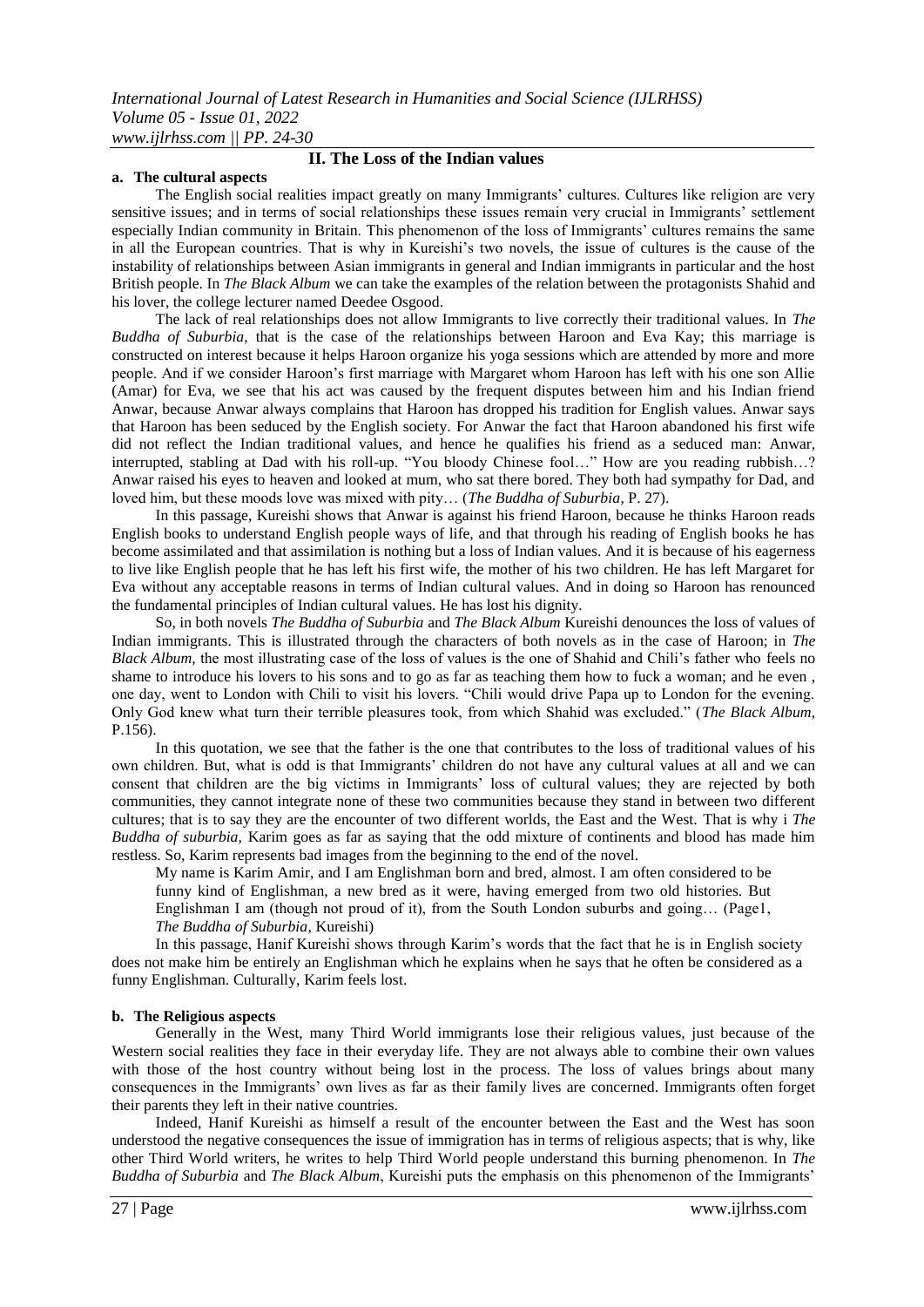## II. The Loss of the Indian values

### a. The cultural aspects

The English social realities impact greatly on many Immigrants' cultures. Cultures like religion are very sensitive issues; and in terms of social relationships these issues remain very crucial in Immigrants' settlement especially Indian community in Britain. This phenomenon of the loss of Immigrants' cultures remains the same in all the European countries. That is why in Kureishi's two novels, the issue of cultures is the cause of the instability of relationships between Asian immigrants in general and Indian immigrants in particular and the host British people. In *The Black Album* we can take the examples of the relation between the protagonists Shahid and his lover, the college lecturer named Deedee Osgood.

The lack of real relationships does not allow Immigrants to live correctly their traditional values. In *The Buddha of Suburbia*, that is the case of the relationships between Haroon and Eva Kay; this marriage is constructed on interest because it helps Haroon organize his yoga sessions which are attended by more and more people. And if we consider Haroon's first marriage with Margaret whom Haroon has left with his one son Allie (Amar) for Eva, we see that his act was caused by the frequent disputes between him and his Indian friend Anwar, because Anwar always complains that Haroon has dropped his tradition for English values. Anwar says that Haroon has been seduced by the English society. For Anwar the fact that Haroon abandoned his first wife did not reflect the Indian traditional values, and hence he qualifies his friend as a seduced man: Anwar, interrupted, stabling at Dad with his roll-up. "You bloody Chinese fool…" How are you reading rubbish…? Anwar raised his eyes to heaven and looked at mum, who sat there bored. They both had sympathy for Dad, and loved him, but these moods love was mixed with pity… (*The Buddha of Suburbia*, P. 27).

In this passage, Kureishi shows that Anwar is against his friend Haroon, because he thinks Haroon reads English books to understand English people ways of life, and that through his reading of English books he has become assimilated and that assimilation is nothing but a loss of Indian values. And it is because of his eagerness to live like English people that he has left his first wife, the mother of his two children. He has left Margaret for Eva without any acceptable reasons in terms of Indian cultural values. And in doing so Haroon has renounced the fundamental principles of Indian cultural values. He has lost his dignity.

So, in both novels *The Buddha of Suburbia* and *The Black Album* Kureishi denounces the loss of values of Indian immigrants. This is illustrated through the characters of both novels as in the case of Haroon; in *The Black Album*, the most illustrating case of the loss of values is the one of Shahid and Chili's father who feels no shame to introduce his lovers to his sons and to go as far as teaching them how to fuck a woman; and he even , one day, went to London with Chili to visit his lovers. "Chili would drive Papa up to London for the evening. Only God knew what turn their terrible pleasures took, from which Shahid was excluded." (*The Black Album*, P.156).

In this quotation, we see that the father is the one that contributes to the loss of traditional values of his own children. But, what is odd is that Immigrants' children do not have any cultural values at all and we can consent that children are the big victims in Immigrants' loss of cultural values; they are rejected by both communities, they cannot integrate none of these two communities because they stand in between two different cultures; that is to say they are the encounter of two different worlds, the East and the West. That is why i *The Buddha of suburbia*, Karim goes as far as saying that the odd mixture of continents and blood has made him restless. So, Karim represents bad images from the beginning to the end of the novel.

> My name is Karim Amir, and I am Englishman born and bred, almost. I am often considered to be funny kind of Englishman, a new bred as it were, having emerged from two old histories. But Englishman I am (though not proud of it), from the South London suburbs and going… (Page1, *The Buddha of Suburbia*, Kureishi)

In this passage, Hanif Kureishi shows through Karim's words that the fact that he is in English society does not make him be entirely an Englishman which he explains when he says that he often be considered as a funny Englishman. Culturally, Karim feels lost.

### b. The Religious aspects

Generally in the West, many Third World immigrants lose their religious values, just because of the Western social realities they face in their everyday life. They are not always able to combine their own values with those of the host country without being lost in the process. The loss of values brings about many consequences in the Immigrants' own lives as far as their family lives are concerned. Immigrants often forget their parents they left in their native countries.

Indeed, Hanif Kureishi as himself a result of the encounter between the East and the West has soon understood the negative consequences the issue of immigration has in terms of religious aspects; that is why, like other Third World writers, he writes to help Third World people understand this burning phenomenon. In *The Buddha of Suburbia* and *The Black Album*, Kureishi puts the emphasis on this phenomenon of the Immigrants'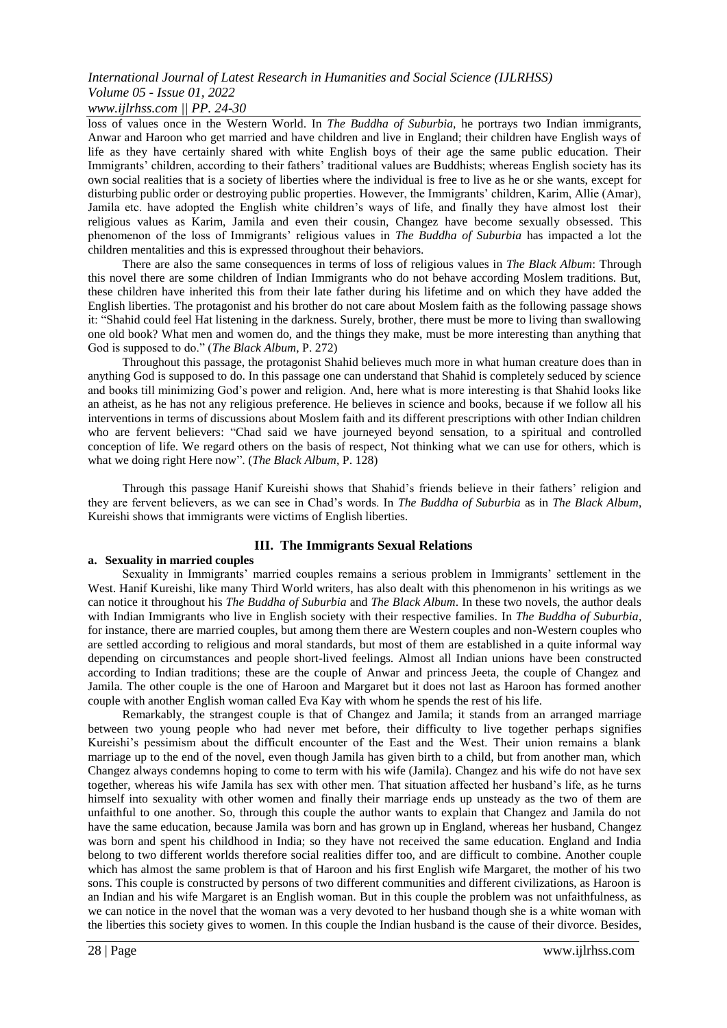loss of values once in the Western World. In *The Buddha of Suburbia,* he portrays two Indian immigrants, Anwar and Haroon who get married and have children and live in England; their children have English ways of life as they have certainly shared with white English boys of their age the same public education. Their Immigrants' children, according to their fathers' traditional values are Buddhists; whereas English society has its own social realities that is a society of liberties where the individual is free to live as he or she wants, except for disturbing public order or destroying public properties. However, the Immigrants' children, Karim, Allie (Amar), Jamila etc. have adopted the English white children's ways of life, and finally they have almost lost their religious values as Karim, Jamila and even their cousin, Changez have become sexually obsessed. This phenomenon of the loss of Immigrants' religious values in *The Buddha of Suburbia* has impacted a lot the children mentalities and this is expressed throughout their behaviors.

There are also the same consequences in terms of loss of religious values in *The Black Album*: Through this novel there are some children of Indian Immigrants who do not behave according Moslem traditions. But, these children have inherited this from their late father during his lifetime and on which they have added the English liberties. The protagonist and his brother do not care about Moslem faith as the following passage shows it: "Shahid could feel Hat listening in the darkness. Surely, brother, there must be more to living than swallowing one old book? What men and women do, and the things they make, must be more interesting than anything that God is supposed to do." (*The Black Album*, P. 272)

Throughout this passage, the protagonist Shahid believes much more in what human creature does than in anything God is supposed to do. In this passage one can understand that Shahid is completely seduced by science and books till minimizing God's power and religion. And, here what is more interesting is that Shahid looks like an atheist, as he has not any religious preference. He believes in science and books, because if we follow all his interventions in terms of discussions about Moslem faith and its different prescriptions with other Indian children who are fervent believers: "Chad said we have journeyed beyond sensation, to a spiritual and controlled conception of life. We regard others on the basis of respect, Not thinking what we can use for others, which is what we doing right Here now". (*The Black Album*, P. 128)

Through this passage Hanif Kureishi shows that Shahid's friends believe in their fathers' religion and they are fervent believers, as we can see in Chad's words. In *The Buddha of Suburbia* as in *The Black Album*, Kureishi shows that immigrants were victims of English liberties.

## III. The Immigrants Sexual Relations

### a. Sexuality in married couples

Sexuality in Immigrants' married couples remains a serious problem in Immigrants' settlement in the West. Hanif Kureishi, like many Third World writers, has also dealt with this phenomenon in his writings as we can notice it throughout his *The Buddha of Suburbia* and *The Black Album*. In these two novels, the author deals with Indian Immigrants who live in English society with their respective families. In *The Buddha of Suburbia,* for instance, there are married couples, but among them there are Western couples and non-Western couples who are settled according to religious and moral standards, but most of them are established in a quite informal way depending on circumstances and people short-lived feelings. Almost all Indian unions have been constructed according to Indian traditions; these are the couple of Anwar and princess Jeeta, the couple of Changez and Jamila. The other couple is the one of Haroon and Margaret but it does not last as Haroon has formed another couple with another English woman called Eva Kay with whom he spends the rest of his life.

Remarkably, the strangest couple is that of Changez and Jamila; it stands from an arranged marriage between two young people who had never met before, their difficulty to live together perhaps signifies Kureishi's pessimism about the difficult encounter of the East and the West. Their union remains a blank marriage up to the end of the novel, even though Jamila has given birth to a child, but from another man, which Changez always condemns hoping to come to term with his wife (Jamila). Changez and his wife do not have sex together, whereas his wife Jamila has sex with other men. That situation affected her husband's life, as he turns himself into sexuality with other women and finally their marriage ends up unsteady as the two of them are unfaithful to one another. So, through this couple the author wants to explain that Changez and Jamila do not have the same education, because Jamila was born and has grown up in England, whereas her husband, Changez was born and spent his childhood in India; so they have not received the same education. England and India belong to two different worlds therefore social realities differ too, and are difficult to combine. Another couple which has almost the same problem is that of Haroon and his first English wife Margaret, the mother of his two sons. This couple is constructed by persons of two different communities and different civilizations, as Haroon is an Indian and his wife Margaret is an English woman. But in this couple the problem was not unfaithfulness, as we can notice in the novel that the woman was a very devoted to her husband though she is a white woman with the liberties this society gives to women. In this couple the Indian husband is the cause of their divorce. Besides,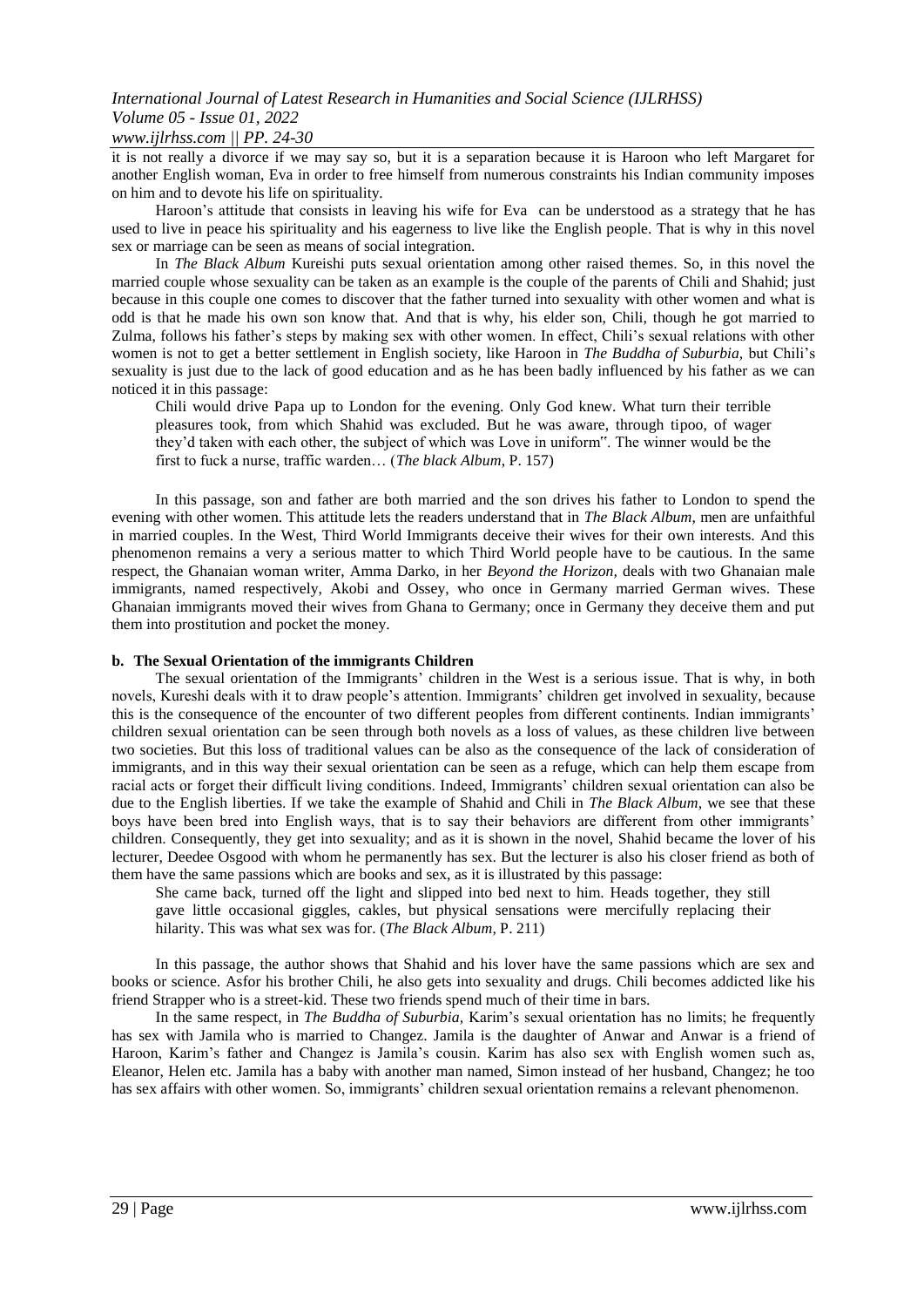it is not really a divorce if we may say so, but it is a separation because it is Haroon who left Margaret for another English woman, Eva in order to free himself from numerous constraints his Indian community imposes on him and to devote his life on spirituality.

Haroon's attitude that consists in leaving his wife for Eva can be understood as a strategy that he has used to live in peace his spirituality and his eagerness to live like the English people. That is why in this novel sex or marriage can be seen as means of social integration.

In *The Black Album* Kureishi puts sexual orientation among other raised themes. So, in this novel the married couple whose sexuality can be taken as an example is the couple of the parents of Chili and Shahid; just because in this couple one comes to discover that the father turned into sexuality with other women and what is odd is that he made his own son know that. And that is why, his elder son, Chili, though he got married to Zulma, follows his father's steps by making sex with other women. In effect, Chili's sexual relations with other women is not to get a better settlement in English society, like Haroon in *The Buddha of Suburbia,* but Chili's sexuality is just due to the lack of good education and as he has been badly influenced by his father as we can noticed it in this passage:

> Chili would drive Papa up to London for the evening. Only God knew. What turn their terrible pleasures took, from which Shahid was excluded. But he was aware, through tipoo, of wager they'd taken with each other, the subject of which was Love in uniform". The winner would be the first to fuck a nurse, traffic warden… (*The black Album*, P. 157)

In this passage, son and father are both married and the son drives his father to London to spend the evening with other women. This attitude lets the readers understand that in *The Black Album*, men are unfaithful in married couples. In the West, Third World Immigrants deceive their wives for their own interests. And this phenomenon remains a very a serious matter to which Third World people have to be cautious. In the same respect, the Ghanaian woman writer, Amma Darko, in her *Beyond the Horizon,* deals with two Ghanaian male immigrants, named respectively, Akobi and Ossey, who once in Germany married German wives. These Ghanaian immigrants moved their wives from Ghana to Germany; once in Germany they deceive them and put them into prostitution and pocket the money.

### b. The Sexual Orientation of the immigrants Children

The sexual orientation of the Immigrants' children in the West is a serious issue. That is why, in both novels, Kureshi deals with it to draw people's attention. Immigrants' children get involved in sexuality, because this is the consequence of the encounter of two different peoples from different continents. Indian immigrants' children sexual orientation can be seen through both novels as a loss of values, as these children live between two societies. But this loss of traditional values can be also as the consequence of the lack of consideration of immigrants, and in this way their sexual orientation can be seen as a refuge, which can help them escape from racial acts or forget their difficult living conditions. Indeed, Immigrants' children sexual orientation can also be due to the English liberties. If we take the example of Shahid and Chili in *The Black Album,* we see that these boys have been bred into English ways, that is to say their behaviors are different from other immigrants' children. Consequently, they get into sexuality; and as it is shown in the novel, Shahid became the lover of his lecturer, Deedee Osgood with whom he permanently has sex. But the lecturer is also his closer friend as both of them have the same passions which are books and sex, as it is illustrated by this passage:

> She came back, turned off the light and slipped into bed next to him. Heads together, they still gave little occasional giggles, cakles, but physical sensations were mercifully replacing their hilarity. This was what sex was for. (*The Black Album*, P. 211)

In this passage, the author shows that Shahid and his lover have the same passions which are sex and books or science. Asfor his brother Chili, he also gets into sexuality and drugs. Chili becomes addicted like his friend Strapper who is a street-kid. These two friends spend much of their time in bars.

In the same respect, in *The Buddha of Suburbia,* Karim's sexual orientation has no limits; he frequently has sex with Jamila who is married to Changez. Jamila is the daughter of Anwar and Anwar is a friend of Haroon, Karim's father and Changez is Jamila's cousin. Karim has also sex with English women such as, Eleanor, Helen etc. Jamila has a baby with another man named, Simon instead of her husband, Changez; he too has sex affairs with other women. So, immigrants' children sexual orientation remains a relevant phenomenon.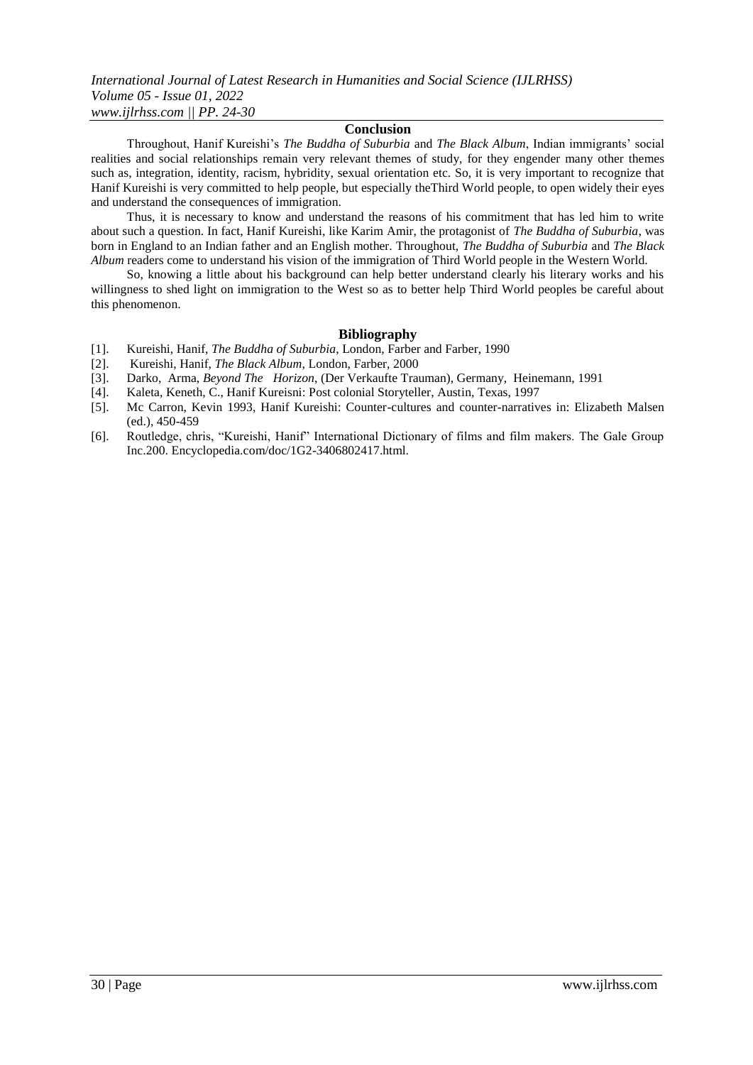## Conclusion

Throughout, Hanif Kureishi's *The Buddha of Suburbia* and *The Black Album*, Indian immigrants' social realities and social relationships remain very relevant themes of study, for they engender many other themes such as, integration, identity, racism, hybridity, sexual orientation etc. So, it is very important to recognize that Hanif Kureishi is very committed to help people, but especially theThird World people, to open widely their eyes and understand the consequences of immigration.

Thus, it is necessary to know and understand the reasons of his commitment that has led him to write about such a question. In fact, Hanif Kureishi, like Karim Amir, the protagonist of *The Buddha of Suburbia*, was born in England to an Indian father and an English mother. Throughout, *The Buddha of Suburbia* and *The Black Album* readers come to understand his vision of the immigration of Third World people in the Western World.

So, knowing a little about his background can help better understand clearly his literary works and his willingness to shed light on immigration to the West so as to better help Third World peoples be careful about this phenomenon.

## Bibliography

[1]. Kureishi, Hanif, *The Buddha of Suburbia*, London, Farber and Farber, 1990

[2]. Kureishi, Hanif, *The Black Album*, London, Farber, 2000

[3]. Darko, Arma, *Beyond The Horizon*, (Der Verkaufte Trauman), Germany, Heinemann, 1991

[4]. Kaleta, Keneth, C., Hanif Kureisni: Post colonial Storyteller, Austin, Texas, 1997

[5]. Mc Carron, Kevin 1993, Hanif Kureishi: Counter-cultures and counter-narratives in: Elizabeth Malsen (ed.), 450-459

[6]. Routledge, chris, "Kureishi, Hanif" International Dictionary of films and film makers. The Gale Group Inc.200. Encyclopedia.com/doc/1G2-3406802417.html.